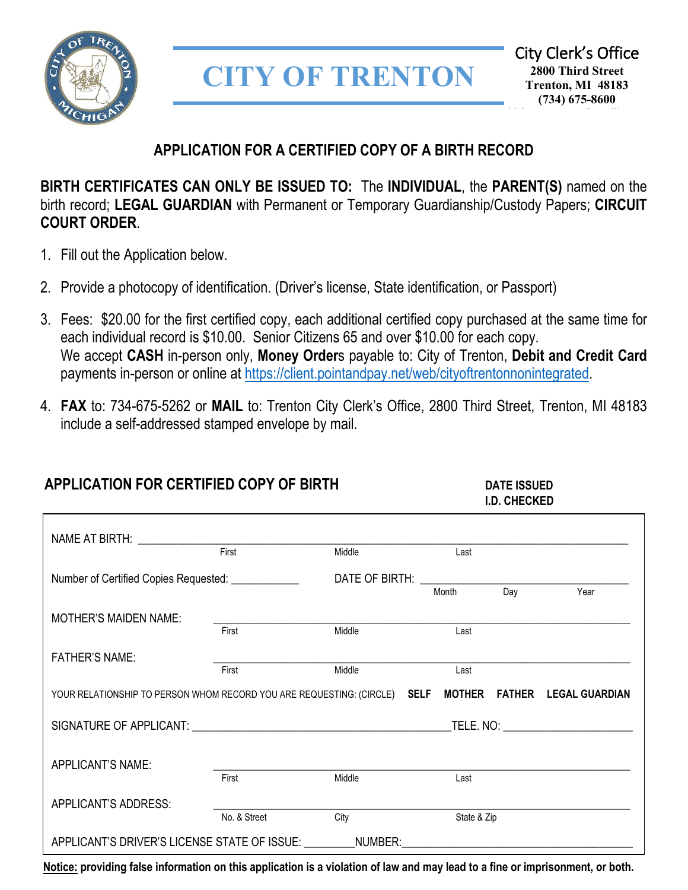# CITY OF TRENTON

City Clerk's Office
**2800 Third Street**
**Trenton, MI 48183**
**(734) 675-8600**

## APPLICATION FOR A CERTIFIED COPY OF A BIRTH RECORD

**BIRTH CERTIFICATES CAN ONLY BE ISSUED TO:** The **INDIVIDUAL**, the **PARENT(S)** named on the birth record; **LEGAL GUARDIAN** with Permanent or Temporary Guardianship/Custody Papers; **CIRCUIT COURT ORDER**.

1. Fill out the Application below.
2. Provide a photocopy of identification. (Driver's license, State identification, or Passport)
3. Fees: $20.00 for the first certified copy, each additional certified copy purchased at the same time for each individual record is $10.00. Senior Citizens 65 and over $10.00 for each copy.
   We accept **CASH** in-person only, **Money Order**s payable to: City of Trenton, **Debit and Credit Card** payments in-person or online at https://client.pointandpay.net/web/cityoftrentonnonintegrated.
4. **FAX** to: 734-675-5262 or **MAIL** to: Trenton City Clerk's Office, 2800 Third Street, Trenton, MI 48183 include a self-addressed stamped envelope by mail.

## APPLICATION FOR CERTIFIED COPY OF BIRTH

**DATE ISSUED**
**I.D. CHECKED**

NAME AT BIRTH: ______________________________________________
First Middle Last

Number of Certified Copies Requested: ___________ DATE OF BIRTH: ______________________
Month Day Year

MOTHER'S MAIDEN NAME: ______________________________________________
First Middle Last

FATHER'S NAME: ______________________________________________
First Middle Last

YOUR RELATIONSHIP TO PERSON WHOM RECORD YOU ARE REQUESTING: (CIRCLE) **SELF MOTHER FATHER LEGAL GUARDIAN**

SIGNATURE OF APPLICANT: ________________________________ TELE. NO: ____________________

APPLICANT'S NAME: ______________________________________________
First Middle Last

APPLICANT'S ADDRESS: ______________________________________________
No. & Street City State & Zip

APPLICANT'S DRIVER'S LICENSE STATE OF ISSUE: ________ NUMBER: ________________________________

**Notice:** **providing false information on this application is a violation of law and may lead to a fine or imprisonment, or both.**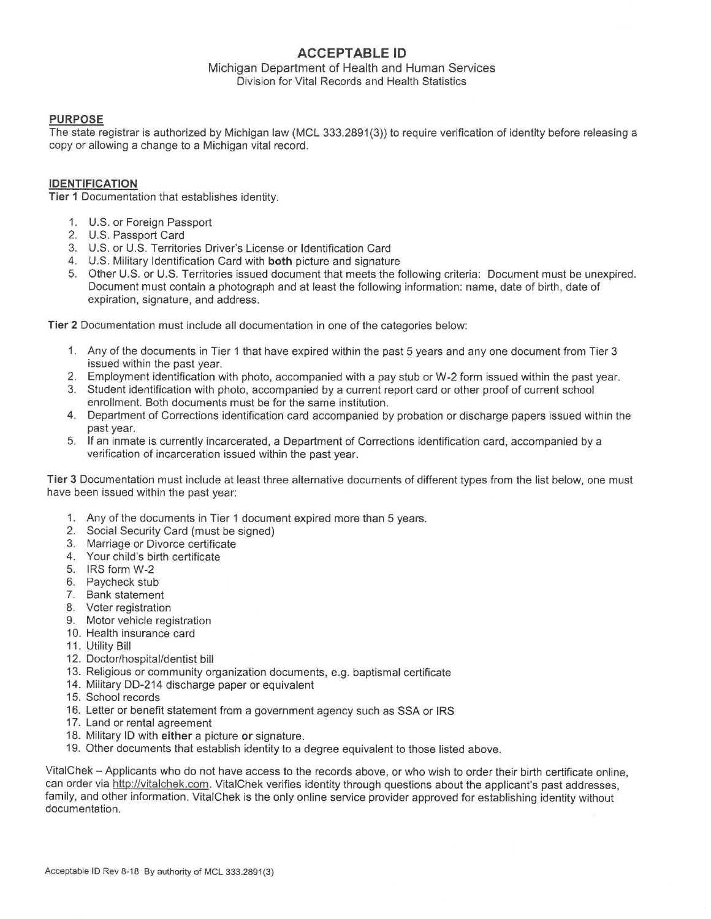# ACCEPTABLE ID

Michigan Department of Health and Human Services
Division for Vital Records and Health Statistics

## PURPOSE

The state registrar is authorized by Michigan law (MCL 333.2891(3)) to require verification of identity before releasing a copy or allowing a change to a Michigan vital record.

## IDENTIFICATION

**Tier 1** Documentation that establishes identity.

1. U.S. or Foreign Passport
2. U.S. Passport Card
3. U.S. or U.S. Territories Driver's License or Identification Card
4. U.S. Military Identification Card with **both** picture and signature
5. Other U.S. or U.S. Territories issued document that meets the following criteria: Document must be unexpired. Document must contain a photograph and at least the following information: name, date of birth, date of expiration, signature, and address.

**Tier 2** Documentation must include all documentation in one of the categories below:

1. Any of the documents in Tier 1 that have expired within the past 5 years and any one document from Tier 3 issued within the past year.
2. Employment identification with photo, accompanied with a pay stub or W-2 form issued within the past year.
3. Student identification with photo, accompanied by a current report card or other proof of current school enrollment. Both documents must be for the same institution.
4. Department of Corrections identification card accompanied by probation or discharge papers issued within the past year.
5. If an inmate is currently incarcerated, a Department of Corrections identification card, accompanied by a verification of incarceration issued within the past year.

**Tier 3** Documentation must include at least three alternative documents of different types from the list below, one must have been issued within the past year:

1. Any of the documents in Tier 1 document expired more than 5 years.
2. Social Security Card (must be signed)
3. Marriage or Divorce certificate
4. Your child's birth certificate
5. IRS form W-2
6. Paycheck stub
7. Bank statement
8. Voter registration
9. Motor vehicle registration
10. Health insurance card
11. Utility Bill
12. Doctor/hospital/dentist bill
13. Religious or community organization documents, e.g. baptismal certificate
14. Military DD-214 discharge paper or equivalent
15. School records
16. Letter or benefit statement from a government agency such as SSA or IRS
17. Land or rental agreement
18. Military ID with **either** a picture **or** signature.
19. Other documents that establish identity to a degree equivalent to those listed above.

VitalChek – Applicants who do not have access to the records above, or who wish to order their birth certificate online, can order via http://vitalchek.com. VitalChek verifies identity through questions about the applicant's past addresses, family, and other information. VitalChek is the only online service provider approved for establishing identity without documentation.

Acceptable ID Rev 8-18 By authority of MCL 333.2891(3)